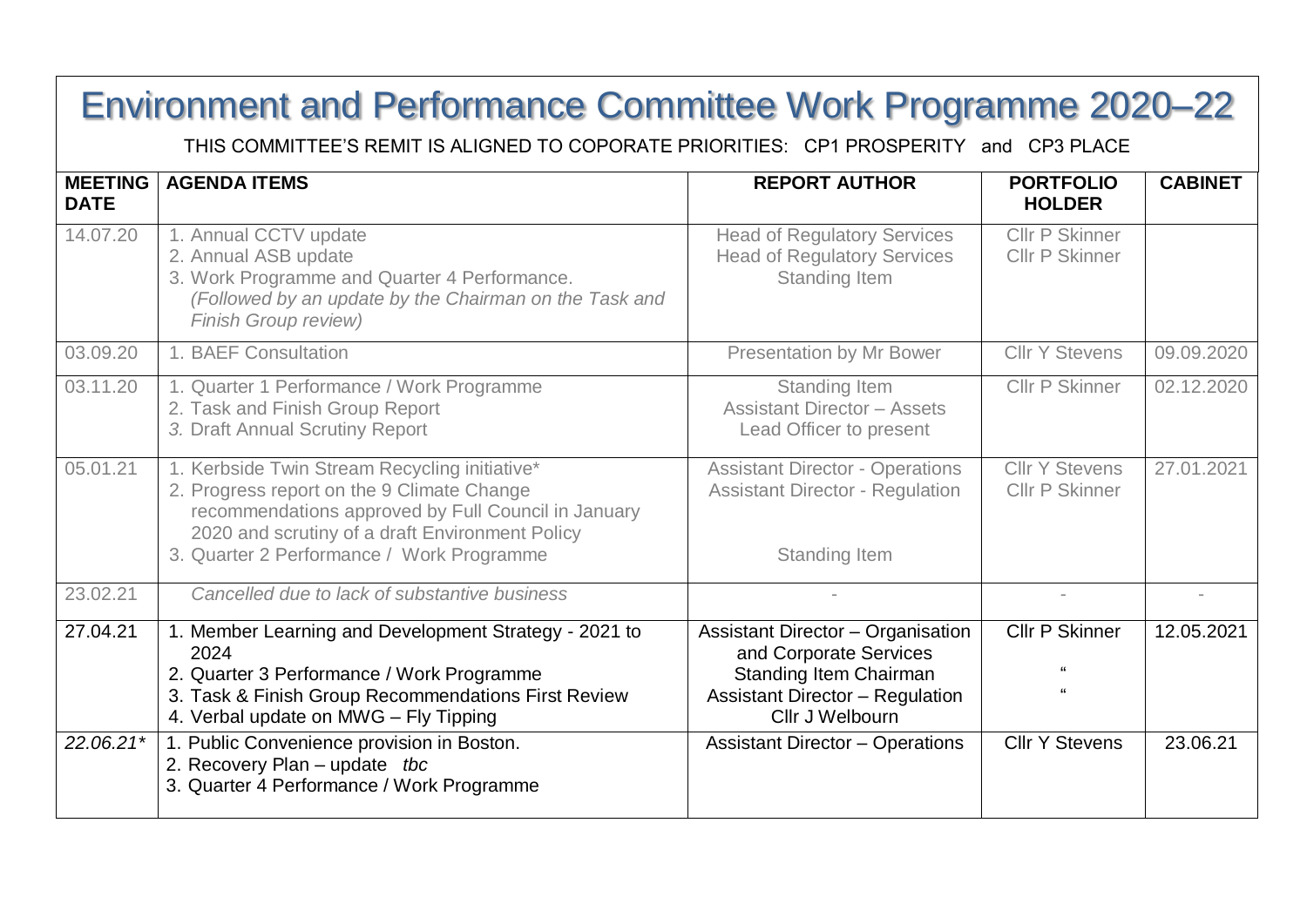# Environment and Performance Committee Work Programme 2020–22

THIS COMMITTEE'S REMIT IS ALIGNED TO COPORATE PRIORITIES: CP1 PROSPERITY and CP3 PLACE

| MEETING DATE | AGENDA ITEMS | REPORT AUTHOR | PORTFOLIO HOLDER | CABINET |
|---|---|---|---|---|
| 14.07.20 | 1. Annual CCTV update<br>2. Annual ASB update<br>3. Work Programme and Quarter 4 Performance. *(Followed by an update by the Chairman on the Task and Finish Group review)* | Head of Regulatory Services<br>Head of Regulatory Services<br>Standing Item | Cllr P Skinner<br>Cllr P Skinner | |
| 03.09.20 | 1. BAEF Consultation | Presentation by Mr Bower | Cllr Y Stevens | 09.09.2020 |
| 03.11.20 | 1. Quarter 1 Performance / Work Programme<br>2. Task and Finish Group Report<br>*3.* Draft Annual Scrutiny Report | Standing Item<br>Assistant Director – Assets<br>Lead Officer to present | Cllr P Skinner | 02.12.2020 |
| 05.01.21 | 1. Kerbside Twin Stream Recycling initiative*<br>2. Progress report on the 9 Climate Change recommendations approved by Full Council in January 2020 and scrutiny of a draft Environment Policy<br>3. Quarter 2 Performance / Work Programme | Assistant Director - Operations<br>Assistant Director - Regulation<br><br>Standing Item | Cllr Y Stevens<br>Cllr P Skinner | 27.01.2021 |
| 23.02.21 | *Cancelled due to lack of substantive business* | - | - | - |
| 27.04.21 | 1. Member Learning and Development Strategy - 2021 to 2024<br>2. Quarter 3 Performance / Work Programme<br>3. Task & Finish Group Recommendations First Review<br>4. Verbal update on MWG – Fly Tipping | Assistant Director – Organisation and Corporate Services<br>Standing Item Chairman<br>Assistant Director – Regulation<br>Cllr J Welbourn | Cllr P Skinner<br>"<br>" | 12.05.2021 |
| *22.06.21** | 1. Public Convenience provision in Boston.<br>2. Recovery Plan – update *tbc*<br>3. Quarter 4 Performance / Work Programme | Assistant Director – Operations | Cllr Y Stevens | 23.06.21 |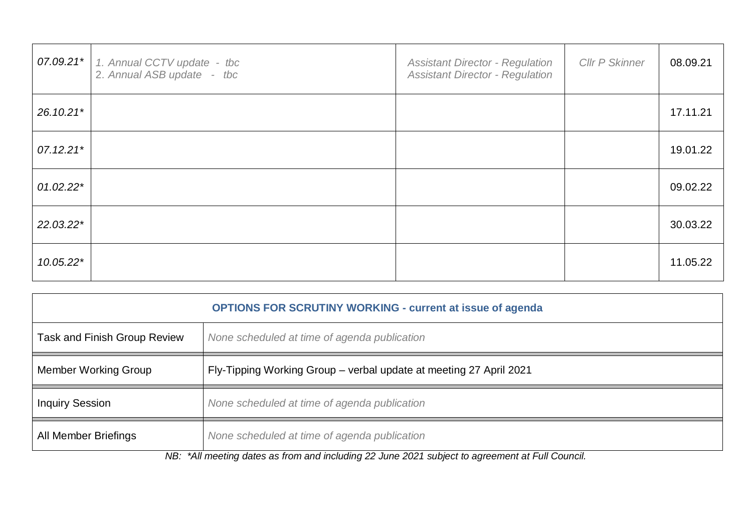| | | | | |
|---|---|---|---|---|
| *07.09.21\** | *1. Annual CCTV update - tbc*<br>*2. Annual ASB update - tbc* | *Assistant Director - Regulation*<br>*Assistant Director - Regulation* | *Cllr P Skinner* | 08.09.21 |
| *26.10.21\** | | | | 17.11.21 |
| *07.12.21\** | | | | 19.01.22 |
| *01.02.22\** | | | | 09.02.22 |
| *22.03.22\** | | | | 30.03.22 |
| *10.05.22\** | | | | 11.05.22 |

| **OPTIONS FOR SCRUTINY WORKING - current at issue of agenda** | |
|---|---|
| Task and Finish Group Review | *None scheduled at time of agenda publication* |
| Member Working Group | Fly-Tipping Working Group – verbal update at meeting 27 April 2021 |
| Inquiry Session | *None scheduled at time of agenda publication* |
| All Member Briefings | *None scheduled at time of agenda publication* |

*NB: \*All meeting dates as from and including 22 June 2021 subject to agreement at Full Council.*